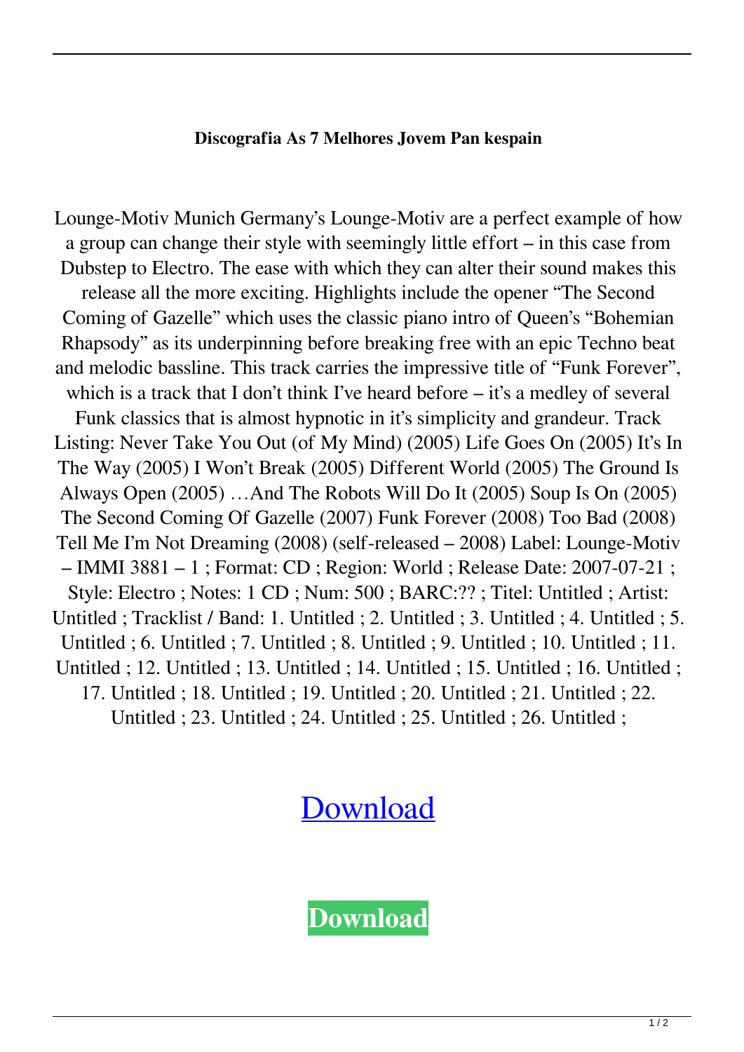**Discografia As 7 Melhores Jovem Pan kespain**

Lounge-Motiv Munich Germany's Lounge-Motiv are a perfect example of how a group can change their style with seemingly little effort – in this case from Dubstep to Electro. The ease with which they can alter their sound makes this release all the more exciting. Highlights include the opener "The Second Coming of Gazelle" which uses the classic piano intro of Queen's "Bohemian Rhapsody" as its underpinning before breaking free with an epic Techno beat and melodic bassline. This track carries the impressive title of "Funk Forever", which is a track that I don't think I've heard before – it's a medley of several Funk classics that is almost hypnotic in it's simplicity and grandeur. Track Listing: Never Take You Out (of My Mind) (2005) Life Goes On (2005) It's In The Way (2005) I Won't Break (2005) Different World (2005) The Ground Is Always Open (2005) …And The Robots Will Do It (2005) Soup Is On (2005) The Second Coming Of Gazelle (2007) Funk Forever (2008) Too Bad (2008) Tell Me I'm Not Dreaming (2008) (self-released – 2008) Label: Lounge-Motiv – IMMI 3881 – 1 ; Format: CD ; Region: World ; Release Date: 2007-07-21 ; Style: Electro ; Notes: 1 CD ; Num: 500 ; BARC:?? ; Titel: Untitled ; Artist: Untitled ; Tracklist / Band: 1. Untitled ; 2. Untitled ; 3. Untitled ; 4. Untitled ; 5. Untitled ; 6. Untitled ; 7. Untitled ; 8. Untitled ; 9. Untitled ; 10. Untitled ; 11. Untitled ; 12. Untitled ; 13. Untitled ; 14. Untitled ; 15. Untitled ; 16. Untitled ; 17. Untitled ; 18. Untitled ; 19. Untitled ; 20. Untitled ; 21. Untitled ; 22. Untitled ; 23. Untitled ; 24. Untitled ; 25. Untitled ; 26. Untitled ;

Download

**Download**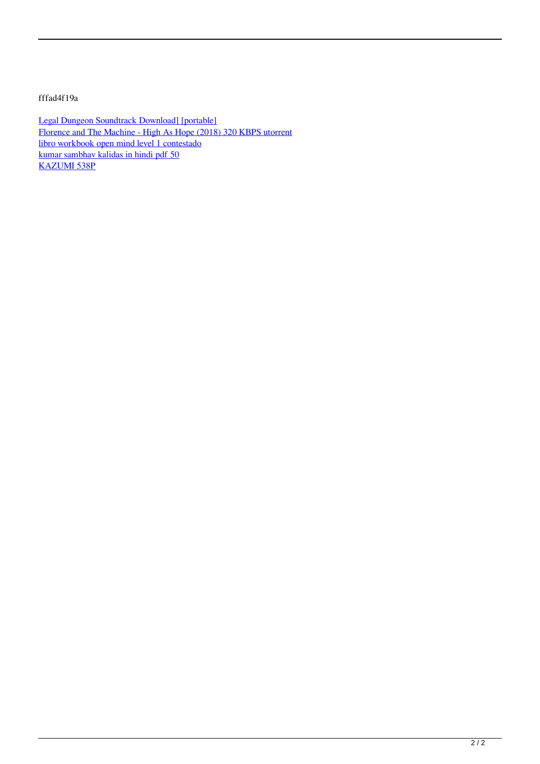fffad4f19a

Legal Dungeon Soundtrack Download] [portable]
Florence and The Machine - High As Hope (2018) 320 KBPS utorrent
libro workbook open mind level 1 contestado
kumar sambhav kalidas in hindi pdf 50
KAZUMI 538P